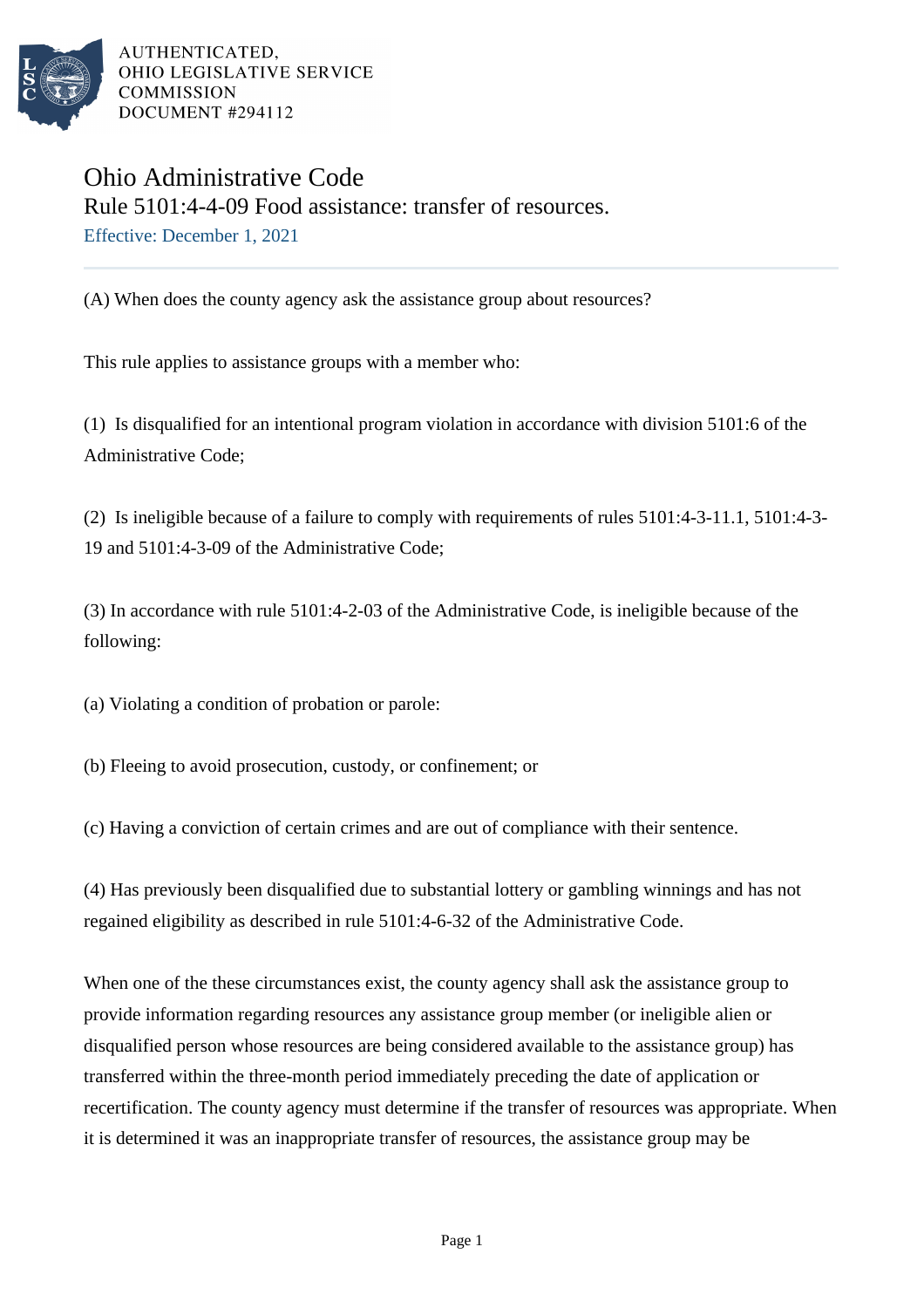AUTHENTICATED,
OHIO LEGISLATIVE SERVICE
COMMISSION
DOCUMENT #294112

# Ohio Administrative Code

## Rule 5101:4-4-09 Food assistance: transfer of resources.

Effective: December 1, 2021

(A) When does the county agency ask the assistance group about resources?

This rule applies to assistance groups with a member who:

(1) Is disqualified for an intentional program violation in accordance with division 5101:6 of the Administrative Code;

(2) Is ineligible because of a failure to comply with requirements of rules 5101:4-3-11.1, 5101:4-3-19 and 5101:4-3-09 of the Administrative Code;

(3) In accordance with rule 5101:4-2-03 of the Administrative Code, is ineligible because of the following:

(a) Violating a condition of probation or parole:

(b) Fleeing to avoid prosecution, custody, or confinement; or

(c) Having a conviction of certain crimes and are out of compliance with their sentence.

(4) Has previously been disqualified due to substantial lottery or gambling winnings and has not regained eligibility as described in rule 5101:4-6-32 of the Administrative Code.

When one of the these circumstances exist, the county agency shall ask the assistance group to provide information regarding resources any assistance group member (or ineligible alien or disqualified person whose resources are being considered available to the assistance group) has transferred within the three-month period immediately preceding the date of application or recertification. The county agency must determine if the transfer of resources was appropriate. When it is determined it was an inappropriate transfer of resources, the assistance group may be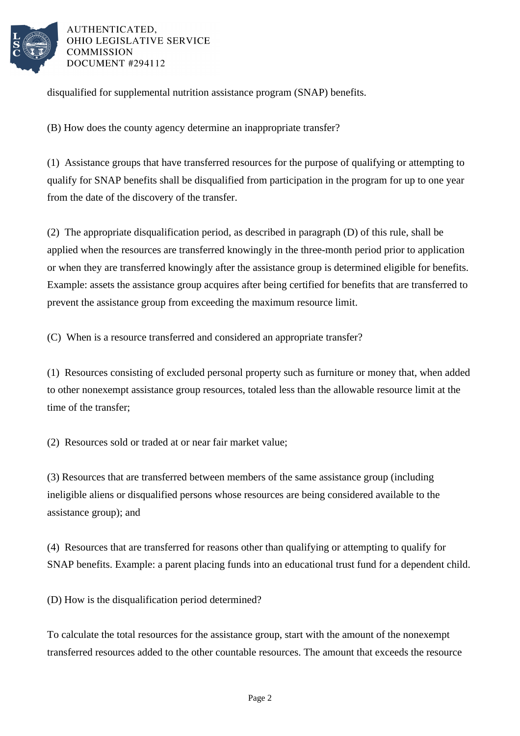disqualified for supplemental nutrition assistance program (SNAP) benefits.

(B) How does the county agency determine an inappropriate transfer?

(1) Assistance groups that have transferred resources for the purpose of qualifying or attempting to qualify for SNAP benefits shall be disqualified from participation in the program for up to one year from the date of the discovery of the transfer.

(2) The appropriate disqualification period, as described in paragraph (D) of this rule, shall be applied when the resources are transferred knowingly in the three-month period prior to application or when they are transferred knowingly after the assistance group is determined eligible for benefits. Example: assets the assistance group acquires after being certified for benefits that are transferred to prevent the assistance group from exceeding the maximum resource limit.

(C) When is a resource transferred and considered an appropriate transfer?

(1) Resources consisting of excluded personal property such as furniture or money that, when added to other nonexempt assistance group resources, totaled less than the allowable resource limit at the time of the transfer;

(2) Resources sold or traded at or near fair market value;

(3) Resources that are transferred between members of the same assistance group (including ineligible aliens or disqualified persons whose resources are being considered available to the assistance group); and

(4) Resources that are transferred for reasons other than qualifying or attempting to qualify for SNAP benefits. Example: a parent placing funds into an educational trust fund for a dependent child.

(D) How is the disqualification period determined?

To calculate the total resources for the assistance group, start with the amount of the nonexempt transferred resources added to the other countable resources. The amount that exceeds the resource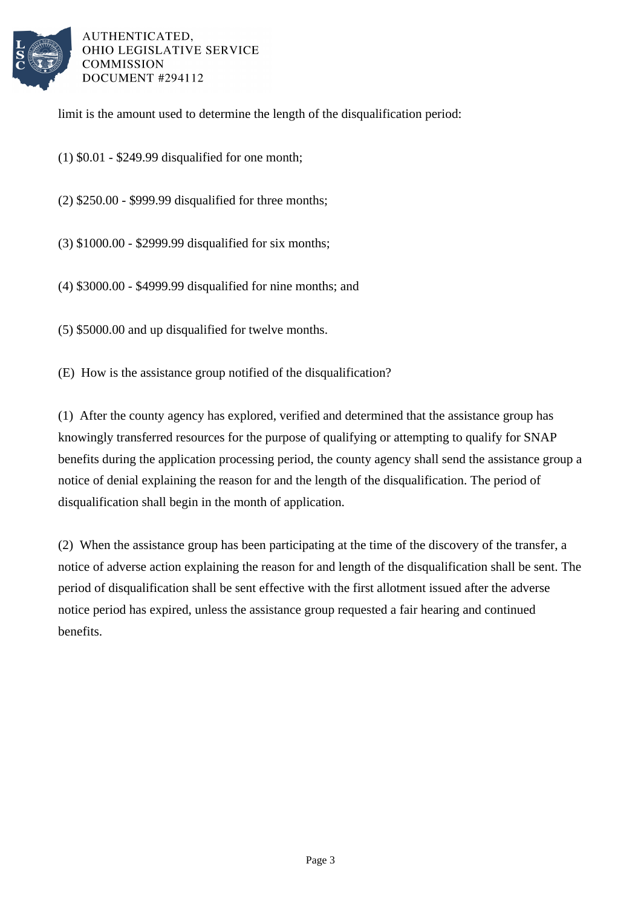limit is the amount used to determine the length of the disqualification period:

(1) $0.01 - $249.99 disqualified for one month;

(2) $250.00 - $999.99 disqualified for three months;

(3) $1000.00 - $2999.99 disqualified for six months;

(4) $3000.00 - $4999.99 disqualified for nine months; and

(5) $5000.00 and up disqualified for twelve months.

(E) How is the assistance group notified of the disqualification?

(1) After the county agency has explored, verified and determined that the assistance group has knowingly transferred resources for the purpose of qualifying or attempting to qualify for SNAP benefits during the application processing period, the county agency shall send the assistance group a notice of denial explaining the reason for and the length of the disqualification. The period of disqualification shall begin in the month of application.

(2) When the assistance group has been participating at the time of the discovery of the transfer, a notice of adverse action explaining the reason for and length of the disqualification shall be sent. The period of disqualification shall be sent effective with the first allotment issued after the adverse notice period has expired, unless the assistance group requested a fair hearing and continued benefits.